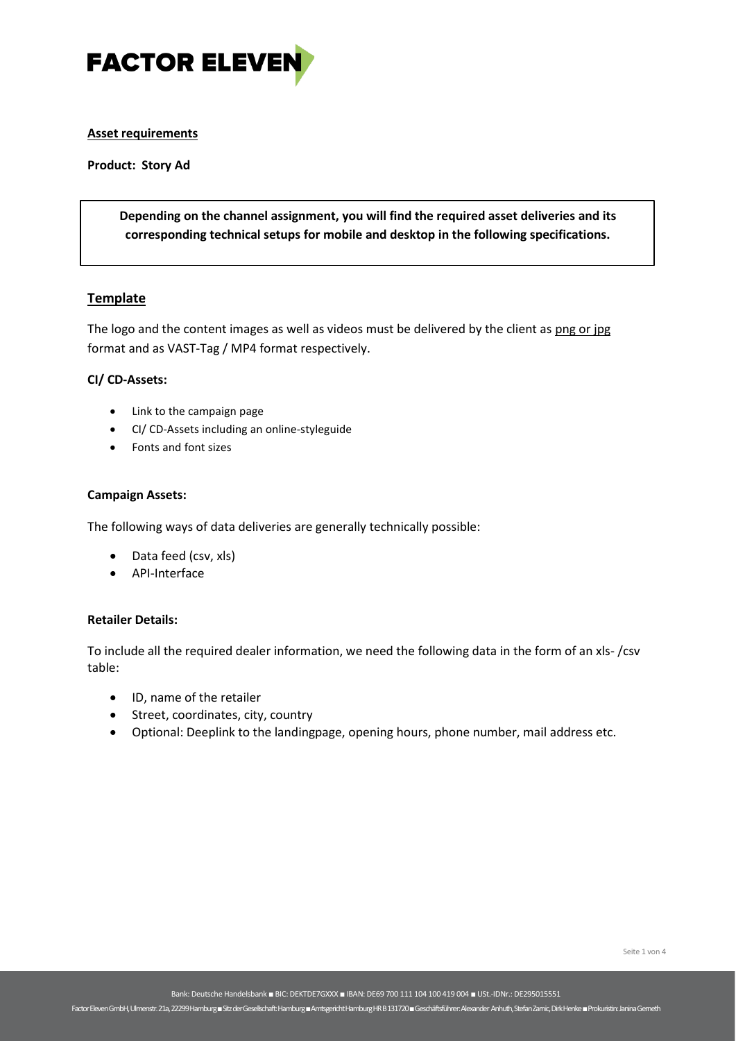# FACTOR ELEVEN

**Asset requirements**

**Product: Story Ad**

> **Depending on the channel assignment, you will find the required asset deliveries and its corresponding technical setups for mobile and desktop in the following specifications.**

## Template

The logo and the content images as well as videos must be delivered by the client as png or jpg format and as VAST-Tag / MP4 format respectively.

**CI/ CD-Assets:**

- Link to the campaign page
- CI/ CD-Assets including an online-styleguide
- Fonts and font sizes

**Campaign Assets:**

The following ways of data deliveries are generally technically possible:

- Data feed (csv, xls)
- API-Interface

**Retailer Details:**

To include all the required dealer information, we need the following data in the form of an xls- /csv table:

- ID, name of the retailer
- Street, coordinates, city, country
- Optional: Deeplink to the landingpage, opening hours, phone number, mail address etc.

Bank: Deutsche Handelsbank ■ BIC: DEKTDE7GXXX ■ IBAN: DE69 700 111 104 100 419 004 ■ USt.-IDNr.: DE295015551

Factor Eleven GmbH, Ulmenstr. 21a, 22299 Hamburg ■ Sitz der Gesellschaft: Hamburg ■ Amtsgericht Hamburg HR B 131720 ■ Geschäftsführer: Alexander Anhuth, Stefan Zarnic, Dirk Henke ■ Prokuristin: Janina Gemeth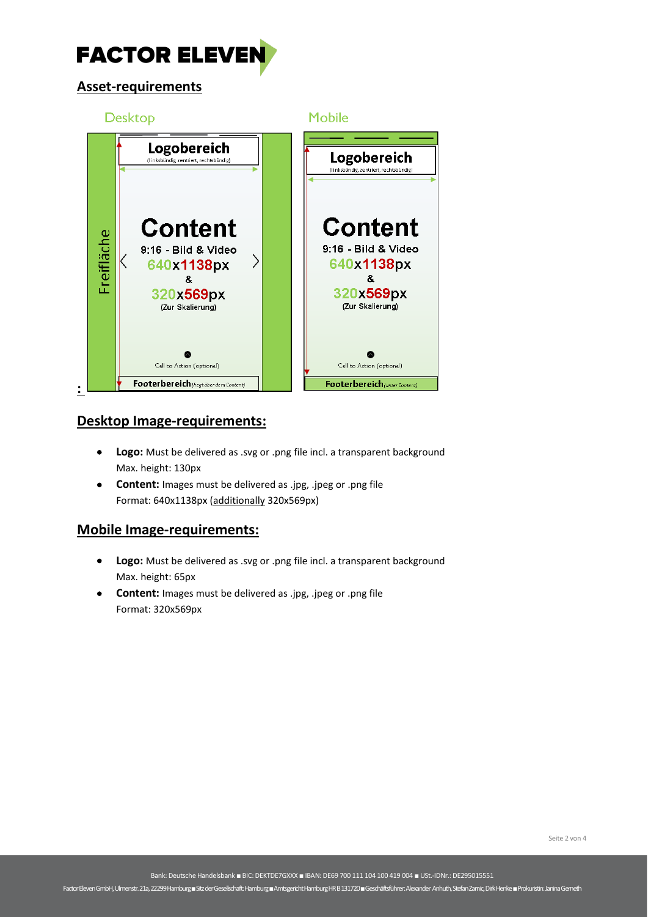**FACTOR ELEVEN**

## Asset-requirements

Desktop

Mobile

Logobereich
(linksbündig, zentriert, rechtsbündig)

Freifläche

Content
9:16 - Bild & Video
640x1138px
&
320x569px
(Zur Skalierung)

Call to Action (optional)

Footerbereich (liegt über dem Content)

Logobereich
(linksbündig, zentriert, rechtsbündig)

Content
9:16 - Bild & Video
640x1138px
&
320x569px
(Zur Skalierung)

Call to Action (optional)

Footerbereich (unter Content)

:

## Desktop Image-requirements:

- **Logo:** Must be delivered as .svg or .png file incl. a transparent background
  Max. height: 130px
- **Content:** Images must be delivered as .jpg, .jpeg or .png file
  Format: 640x1138px (additionally 320x569px)

## Mobile Image-requirements:

- **Logo:** Must be delivered as .svg or .png file incl. a transparent background
  Max. height: 65px
- **Content:** Images must be delivered as .jpg, .jpeg or .png file
  Format: 320x569px

Bank: Deutsche Handelsbank ■ BIC: DEKTDE7GXXX ■ IBAN: DE69 700 111 104 100 419 004 ■ USt.-IDNr.: DE295015551

Factor Eleven GmbH, Ulmenstr. 21a, 22299 Hamburg ■ Sitz der Gesellschaft: Hamburg ■ Amtsgericht Hamburg HRB 131720 ■ Geschäftsführer: Alexander Anhuth, Stefan Zarnic, Dirk Henke ■ Prokuristin: Janina Gerneth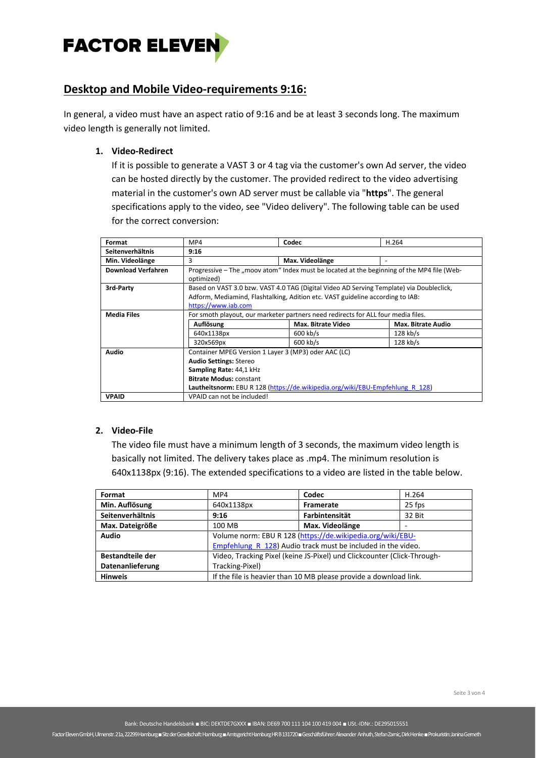## Desktop and Mobile Video-requirements 9:16:

In general, a video must have an aspect ratio of 9:16 and be at least 3 seconds long. The maximum video length is generally not limited.

1. **Video-Redirect**

   If it is possible to generate a VAST 3 or 4 tag via the customer's own Ad server, the video can be hosted directly by the customer. The provided redirect to the video advertising material in the customer's own AD server must be callable via "**https**". The general specifications apply to the video, see "Video delivery". The following table can be used for the correct conversion:

| **Format** | MP4 | **Codec** | H.264 |
|---|---|---|---|
| **Seitenverhältnis** | **9:16** | | |
| **Min. Videolänge** | 3 | **Max. Videolänge** | - |
| **Download Verfahren** | Progressive – The „moov atom" Index must be located at the beginning of the MP4 file (Web-optimized) | | |
| **3rd-Party** | Based on VAST 3.0 bzw. VAST 4.0 TAG (Digital Video AD Serving Template) via Doubleclick, Adform, Mediamind, Flashtalking, Adition etc. VAST guideline according to IAB: https://www.iab.com | | |
| **Media Files** | For smoth playout, our marketer partners need redirects for ALL four media files. | | |
| | **Auflösung** | **Max. Bitrate Video** | **Max. Bitrate Audio** |
| | 640x1138px | 600 kb/s | 128 kb/s |
| | 320x569px | 600 kb/s | 128 kb/s |
| **Audio** | Container MPEG Version 1 Layer 3 (MP3) oder AAC (LC)<br>**Audio Settings:** Stereo<br>**Sampling Rate:** 44,1 kHz<br>**Bitrate Modus:** constant<br>**Lautheitsnorm:** EBU R 128 (https://de.wikipedia.org/wiki/EBU-Empfehlung_R_128) | | |
| **VPAID** | VPAID can not be included! | | |

2. **Video-File**

   The video file must have a minimum length of 3 seconds, the maximum video length is basically not limited. The delivery takes place as .mp4. The minimum resolution is 640x1138px (9:16). The extended specifications to a video are listed in the table below.

| **Format** | MP4 | **Codec** | H.264 |
|---|---|---|---|
| **Min. Auflösung** | 640x1138px | **Framerate** | 25 fps |
| **Seitenverhältnis** | **9:16** | **Farbintensität** | 32 Bit |
| **Max. Dateigröße** | 100 MB | **Max. Videolänge** | - |
| **Audio** | Volume norm: EBU R 128 (https://de.wikipedia.org/wiki/EBU-Empfehlung_R_128) Audio track must be included in the video. | | |
| **Bestandteile der Datenanlieferung** | Video, Tracking Pixel (keine JS-Pixel) und Clickcounter (Click-Through-Tracking-Pixel) | | |
| **Hinweis** | If the file is heavier than 10 MB please provide a download link. | | |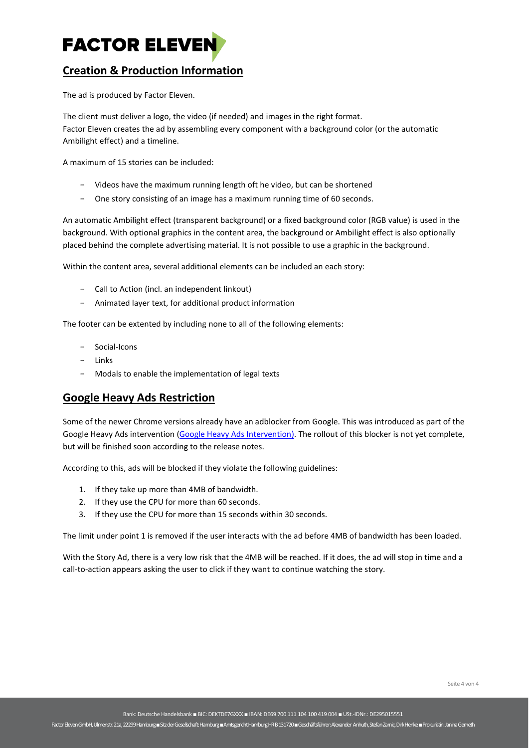## Creation & Production Information

The ad is produced by Factor Eleven.

The client must deliver a logo, the video (if needed) and images in the right format.
Factor Eleven creates the ad by assembling every component with a background color (or the automatic Ambilight effect) and a timeline.

A maximum of 15 stories can be included:

- Videos have the maximum running length oft he video, but can be shortened
- One story consisting of an image has a maximum running time of 60 seconds.

An automatic Ambilight effect (transparent background) or a fixed background color (RGB value) is used in the background. With optional graphics in the content area, the background or Ambilight effect is also optionally placed behind the complete advertising material. It is not possible to use a graphic in the background.

Within the content area, several additional elements can be included an each story:

- Call to Action (incl. an independent linkout)
- Animated layer text, for additional product information

The footer can be extented by including none to all of the following elements:

- Social-Icons
- Links
- Modals to enable the implementation of legal texts

## Google Heavy Ads Restriction

Some of the newer Chrome versions already have an adblocker from Google. This was introduced as part of the Google Heavy Ads intervention (Google Heavy Ads Intervention). The rollout of this blocker is not yet complete, but will be finished soon according to the release notes.

According to this, ads will be blocked if they violate the following guidelines:

1. If they take up more than 4MB of bandwidth.
2. If they use the CPU for more than 60 seconds.
3. If they use the CPU for more than 15 seconds within 30 seconds.

The limit under point 1 is removed if the user interacts with the ad before 4MB of bandwidth has been loaded.

With the Story Ad, there is a very low risk that the 4MB will be reached. If it does, the ad will stop in time and a call-to-action appears asking the user to click if they want to continue watching the story.